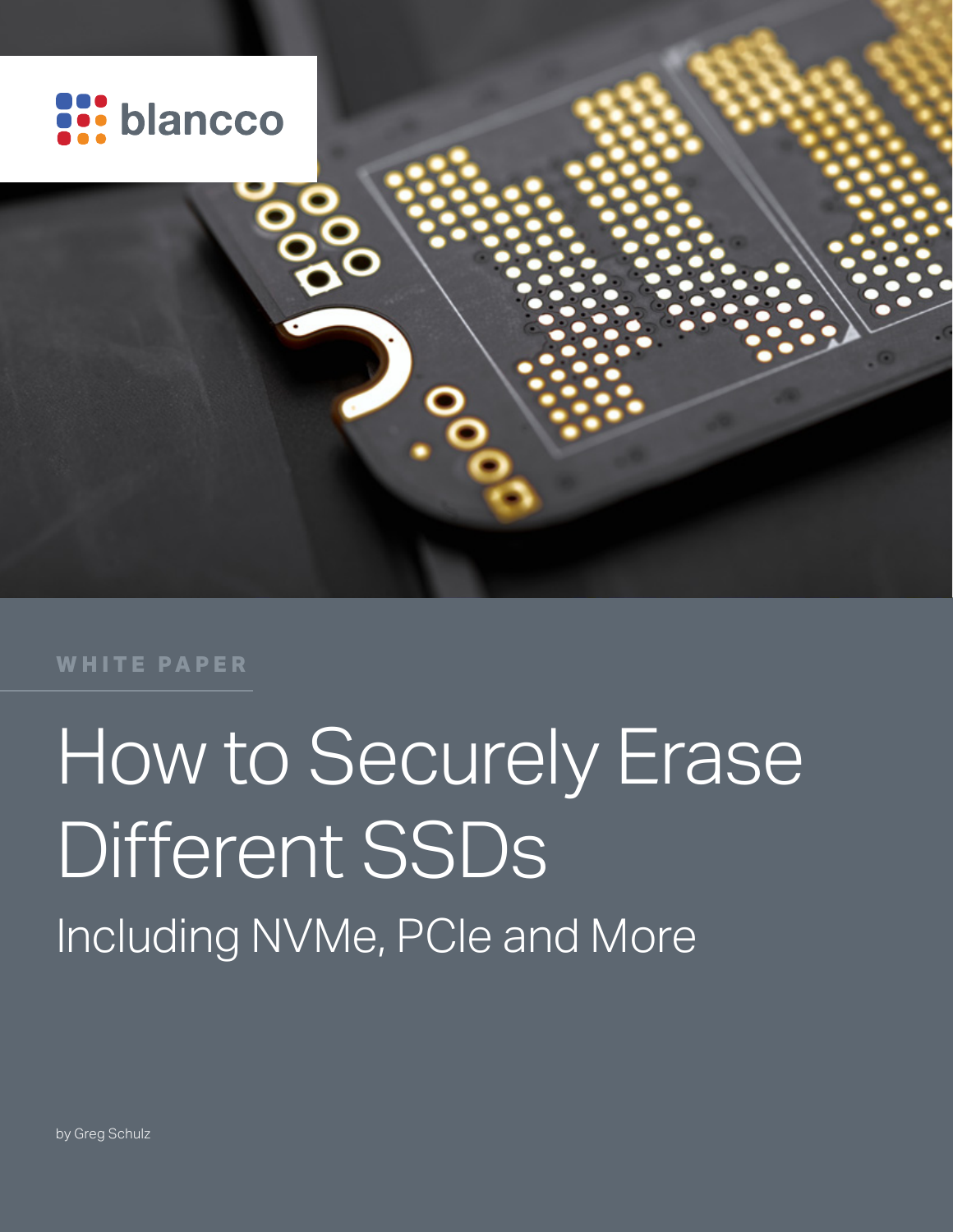blancco

WHITE PAPER

# How to Securely Erase Different SSDs

## Including NVMe, PCIe and More

by Greg Schulz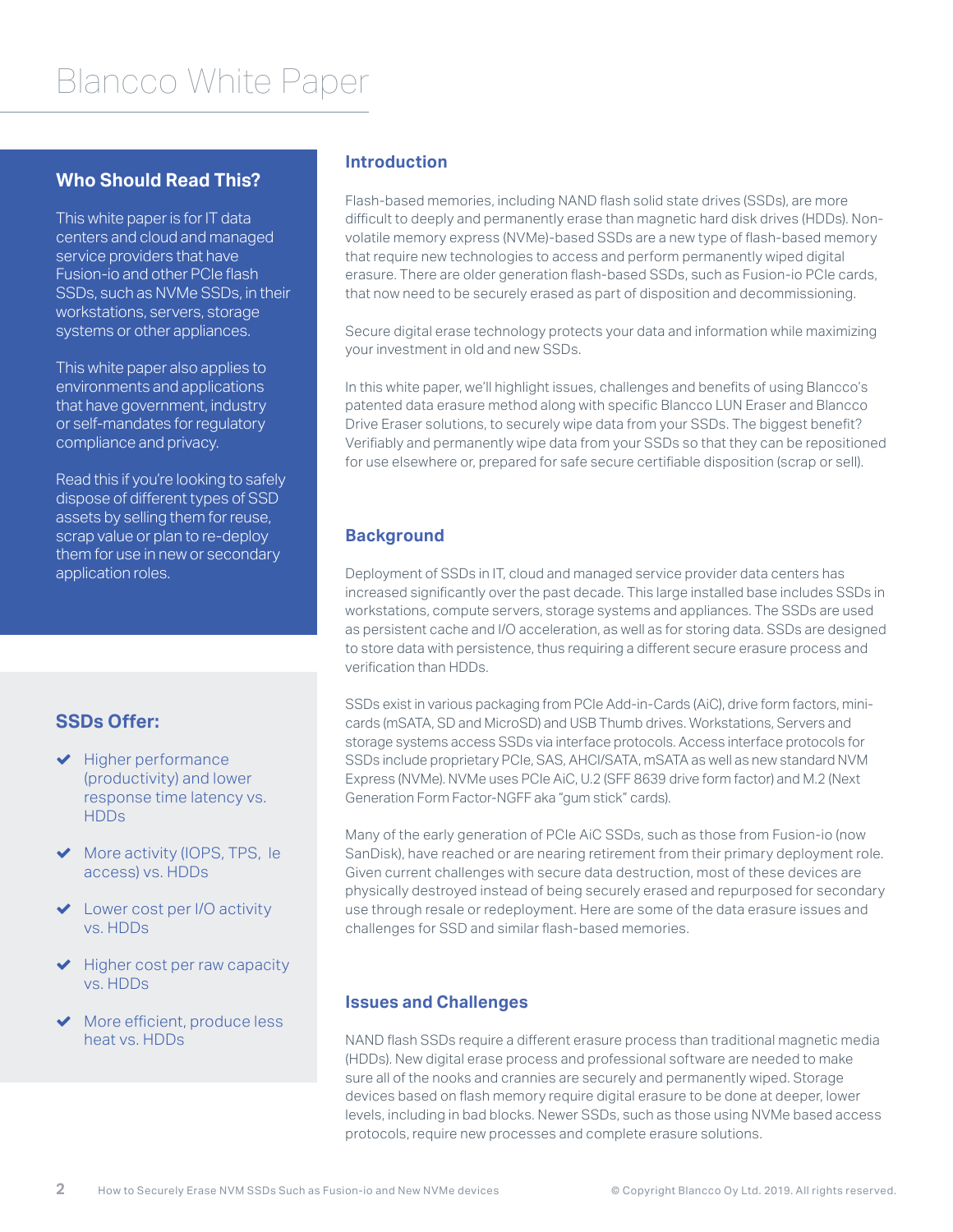# Blancco White Paper

## Who Should Read This?

This white paper is for IT data centers and cloud and managed service providers that have Fusion-io and other PCIe flash SSDs, such as NVMe SSDs, in their workstations, servers, storage systems or other appliances.

This white paper also applies to environments and applications that have government, industry or self-mandates for regulatory compliance and privacy.

Read this if you're looking to safely dispose of different types of SSD assets by selling them for reuse, scrap value or plan to re-deploy them for use in new or secondary application roles.

## SSDs Offer:

- Higher performance (productivity) and lower response time latency vs. HDDs
- More activity (IOPS, TPS, le access) vs. HDDs
- Lower cost per I/O activity vs. HDDs
- Higher cost per raw capacity vs. HDDs
- More efficient, produce less heat vs. HDDs

## Introduction

Flash-based memories, including NAND flash solid state drives (SSDs), are more difficult to deeply and permanently erase than magnetic hard disk drives (HDDs). Non-volatile memory express (NVMe)-based SSDs are a new type of flash-based memory that require new technologies to access and perform permanently wiped digital erasure. There are older generation flash-based SSDs, such as Fusion-io PCIe cards, that now need to be securely erased as part of disposition and decommissioning.

Secure digital erase technology protects your data and information while maximizing your investment in old and new SSDs.

In this white paper, we'll highlight issues, challenges and benefits of using Blancco's patented data erasure method along with specific Blancco LUN Eraser and Blancco Drive Eraser solutions, to securely wipe data from your SSDs. The biggest benefit? Verifiably and permanently wipe data from your SSDs so that they can be repositioned for use elsewhere or, prepared for safe secure certifiable disposition (scrap or sell).

## Background

Deployment of SSDs in IT, cloud and managed service provider data centers has increased significantly over the past decade. This large installed base includes SSDs in workstations, compute servers, storage systems and appliances. The SSDs are used as persistent cache and I/O acceleration, as well as for storing data. SSDs are designed to store data with persistence, thus requiring a different secure erasure process and verification than HDDs.

SSDs exist in various packaging from PCIe Add-in-Cards (AiC), drive form factors, mini-cards (mSATA, SD and MicroSD) and USB Thumb drives. Workstations, Servers and storage systems access SSDs via interface protocols. Access interface protocols for SSDs include proprietary PCIe, SAS, AHCI/SATA, mSATA as well as new standard NVM Express (NVMe). NVMe uses PCIe AiC, U.2 (SFF 8639 drive form factor) and M.2 (Next Generation Form Factor-NGFF aka "gum stick" cards).

Many of the early generation of PCIe AiC SSDs, such as those from Fusion-io (now SanDisk), have reached or are nearing retirement from their primary deployment role. Given current challenges with secure data destruction, most of these devices are physically destroyed instead of being securely erased and repurposed for secondary use through resale or redeployment. Here are some of the data erasure issues and challenges for SSD and similar flash-based memories.

## Issues and Challenges

NAND flash SSDs require a different erasure process than traditional magnetic media (HDDs). New digital erase process and professional software are needed to make sure all of the nooks and crannies are securely and permanently wiped. Storage devices based on flash memory require digital erasure to be done at deeper, lower levels, including in bad blocks. Newer SSDs, such as those using NVMe based access protocols, require new processes and complete erasure solutions.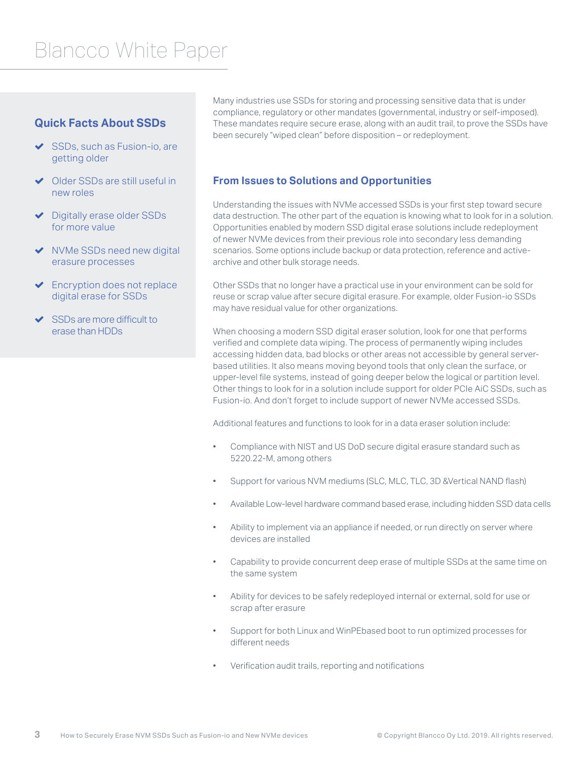## Quick Facts About SSDs

- SSDs, such as Fusion-io, are getting older
- Older SSDs are still useful in new roles
- Digitally erase older SSDs for more value
- NVMe SSDs need new digital erasure processes
- Encryption does not replace digital erase for SSDs
- SSDs are more difficult to erase than HDDs

Many industries use SSDs for storing and processing sensitive data that is under compliance, regulatory or other mandates (governmental, industry or self-imposed). These mandates require secure erase, along with an audit trail, to prove the SSDs have been securely "wiped clean" before disposition – or redeployment.

## From Issues to Solutions and Opportunities

Understanding the issues with NVMe accessed SSDs is your first step toward secure data destruction. The other part of the equation is knowing what to look for in a solution. Opportunities enabled by modern SSD digital erase solutions include redeployment of newer NVMe devices from their previous role into secondary less demanding scenarios. Some options include backup or data protection, reference and active-archive and other bulk storage needs.

Other SSDs that no longer have a practical use in your environment can be sold for reuse or scrap value after secure digital erasure. For example, older Fusion-io SSDs may have residual value for other organizations.

When choosing a modern SSD digital eraser solution, look for one that performs verified and complete data wiping. The process of permanently wiping includes accessing hidden data, bad blocks or other areas not accessible by general server-based utilities. It also means moving beyond tools that only clean the surface, or upper-level file systems, instead of going deeper below the logical or partition level. Other things to look for in a solution include support for older PCIe AiC SSDs, such as Fusion-io. And don't forget to include support of newer NVMe accessed SSDs.

Additional features and functions to look for in a data eraser solution include:

- Compliance with NIST and US DoD secure digital erasure standard such as 5220.22-M, among others
- Support for various NVM mediums (SLC, MLC, TLC, 3D &Vertical NAND flash)
- Available Low-level hardware command based erase, including hidden SSD data cells
- Ability to implement via an appliance if needed, or run directly on server where devices are installed
- Capability to provide concurrent deep erase of multiple SSDs at the same time on the same system
- Ability for devices to be safely redeployed internal or external, sold for use or scrap after erasure
- Support for both Linux and WinPEbased boot to run optimized processes for different needs
- Verification audit trails, reporting and notifications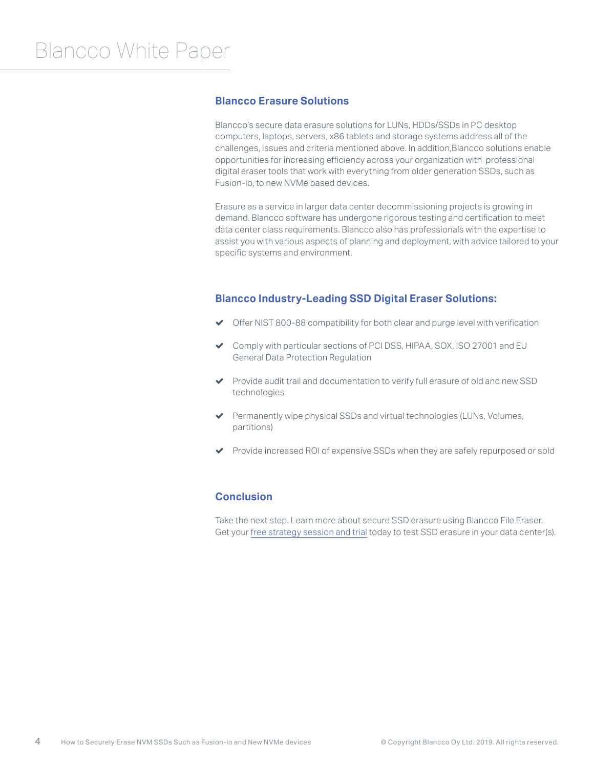## Blancco Erasure Solutions

Blancco's secure data erasure solutions for LUNs, HDDs/SSDs in PC desktop computers, laptops, servers, x86 tablets and storage systems address all of the challenges, issues and criteria mentioned above. In addition,Blancco solutions enable opportunities for increasing efficiency across your organization with professional digital eraser tools that work with everything from older generation SSDs, such as Fusion-io, to new NVMe based devices.

Erasure as a service in larger data center decommissioning projects is growing in demand. Blancco software has undergone rigorous testing and certification to meet data center class requirements. Blancco also has professionals with the expertise to assist you with various aspects of planning and deployment, with advice tailored to your specific systems and environment.

## Blancco Industry-Leading SSD Digital Eraser Solutions:

- ✔ Offer NIST 800-88 compatibility for both clear and purge level with verification
- ✔ Comply with particular sections of PCI DSS, HIPAA, SOX, ISO 27001 and EU General Data Protection Regulation
- ✔ Provide audit trail and documentation to verify full erasure of old and new SSD technologies
- ✔ Permanently wipe physical SSDs and virtual technologies (LUNs, Volumes, partitions)
- ✔ Provide increased ROI of expensive SSDs when they are safely repurposed or sold

## Conclusion

Take the next step. Learn more about secure SSD erasure using Blancco File Eraser. Get your free strategy session and trial today to test SSD erasure in your data center(s).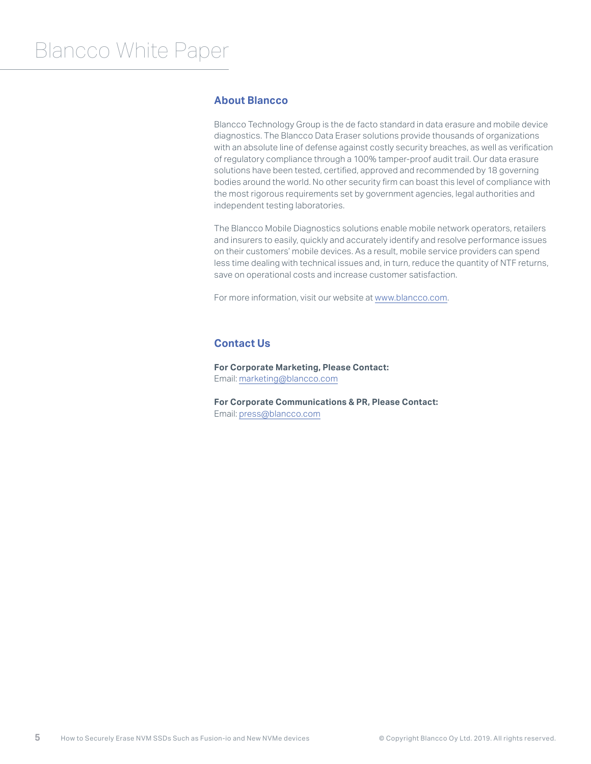## About Blancco

Blancco Technology Group is the de facto standard in data erasure and mobile device diagnostics. The Blancco Data Eraser solutions provide thousands of organizations with an absolute line of defense against costly security breaches, as well as verification of regulatory compliance through a 100% tamper-proof audit trail. Our data erasure solutions have been tested, certified, approved and recommended by 18 governing bodies around the world. No other security firm can boast this level of compliance with the most rigorous requirements set by government agencies, legal authorities and independent testing laboratories.

The Blancco Mobile Diagnostics solutions enable mobile network operators, retailers and insurers to easily, quickly and accurately identify and resolve performance issues on their customers' mobile devices. As a result, mobile service providers can spend less time dealing with technical issues and, in turn, reduce the quantity of NTF returns, save on operational costs and increase customer satisfaction.

For more information, visit our website at www.blancco.com.

## Contact Us

**For Corporate Marketing, Please Contact:**
Email: marketing@blancco.com

**For Corporate Communications & PR, Please Contact:**
Email: press@blancco.com